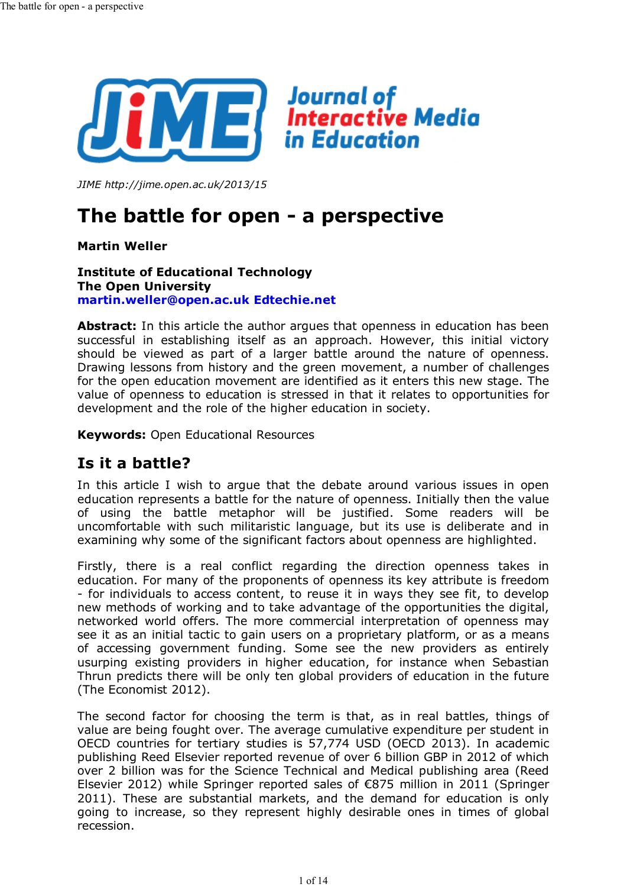JIME http://jime.open.ac.uk/2013/15

# The battle for open - a perspective

**Martin Weller**

**Institute of Educational Technology**
**The Open University**
**martin.weller@open.ac.uk Edtechie.net**

**Abstract:** In this article the author argues that openness in education has been successful in establishing itself as an approach. However, this initial victory should be viewed as part of a larger battle around the nature of openness. Drawing lessons from history and the green movement, a number of challenges for the open education movement are identified as it enters this new stage. The value of openness to education is stressed in that it relates to opportunities for development and the role of the higher education in society.

**Keywords:** Open Educational Resources

## Is it a battle?

In this article I wish to argue that the debate around various issues in open education represents a battle for the nature of openness. Initially then the value of using the battle metaphor will be justified. Some readers will be uncomfortable with such militaristic language, but its use is deliberate and in examining why some of the significant factors about openness are highlighted.

Firstly, there is a real conflict regarding the direction openness takes in education. For many of the proponents of openness its key attribute is freedom - for individuals to access content, to reuse it in ways they see fit, to develop new methods of working and to take advantage of the opportunities the digital, networked world offers. The more commercial interpretation of openness may see it as an initial tactic to gain users on a proprietary platform, or as a means of accessing government funding. Some see the new providers as entirely usurping existing providers in higher education, for instance when Sebastian Thrun predicts there will be only ten global providers of education in the future (The Economist 2012).

The second factor for choosing the term is that, as in real battles, things of value are being fought over. The average cumulative expenditure per student in OECD countries for tertiary studies is 57,774 USD (OECD 2013). In academic publishing Reed Elsevier reported revenue of over 6 billion GBP in 2012 of which over 2 billion was for the Science Technical and Medical publishing area (Reed Elsevier 2012) while Springer reported sales of €875 million in 2011 (Springer 2011). These are substantial markets, and the demand for education is only going to increase, so they represent highly desirable ones in times of global recession.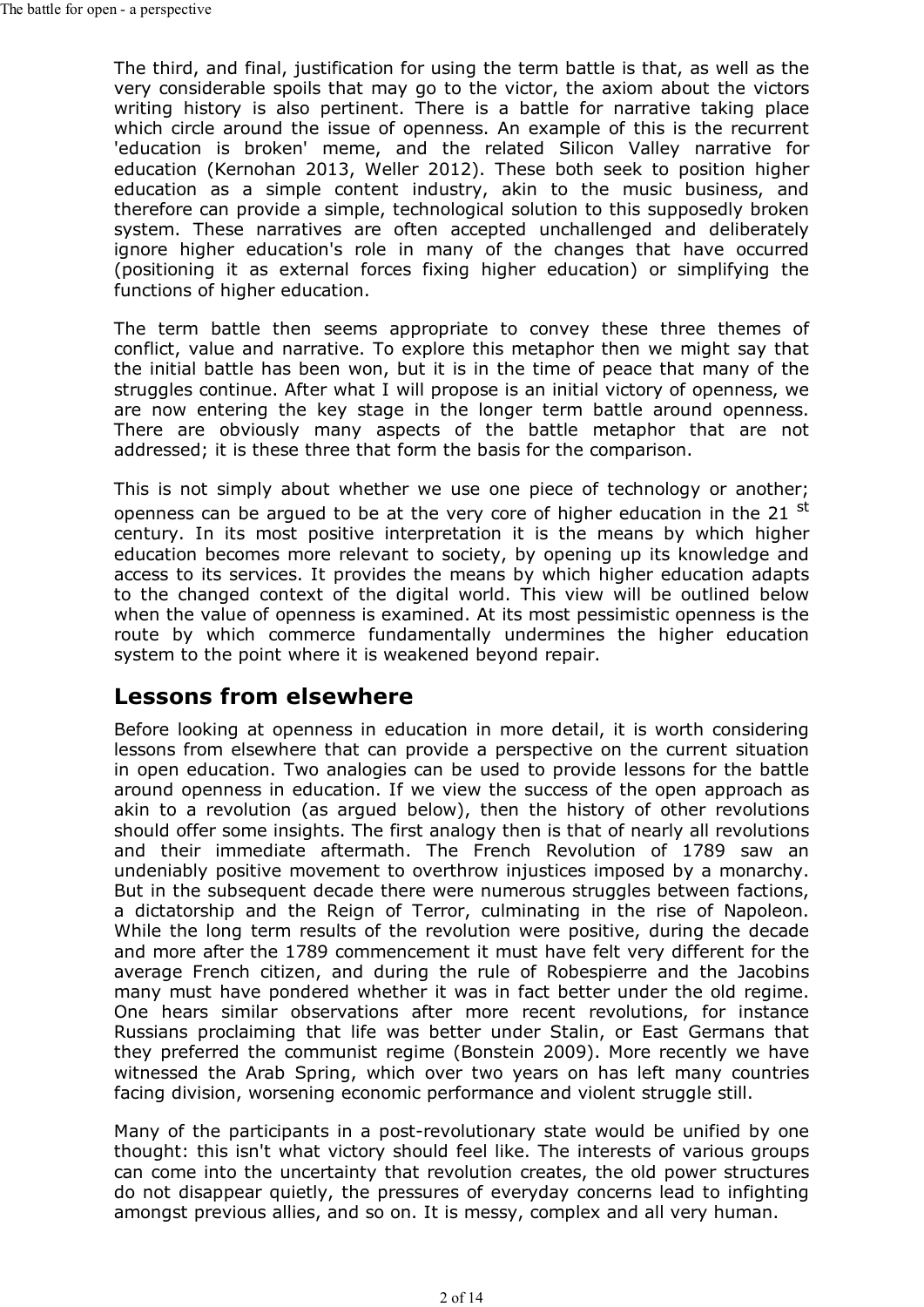The third, and final, justification for using the term battle is that, as well as the very considerable spoils that may go to the victor, the axiom about the victors writing history is also pertinent. There is a battle for narrative taking place which circle around the issue of openness. An example of this is the recurrent 'education is broken' meme, and the related Silicon Valley narrative for education (Kernohan 2013, Weller 2012). These both seek to position higher education as a simple content industry, akin to the music business, and therefore can provide a simple, technological solution to this supposedly broken system. These narratives are often accepted unchallenged and deliberately ignore higher education's role in many of the changes that have occurred (positioning it as external forces fixing higher education) or simplifying the functions of higher education.

The term battle then seems appropriate to convey these three themes of conflict, value and narrative. To explore this metaphor then we might say that the initial battle has been won, but it is in the time of peace that many of the struggles continue. After what I will propose is an initial victory of openness, we are now entering the key stage in the longer term battle around openness. There are obviously many aspects of the battle metaphor that are not addressed; it is these three that form the basis for the comparison.

This is not simply about whether we use one piece of technology or another; openness can be argued to be at the very core of higher education in the 21 st century. In its most positive interpretation it is the means by which higher education becomes more relevant to society, by opening up its knowledge and access to its services. It provides the means by which higher education adapts to the changed context of the digital world. This view will be outlined below when the value of openness is examined. At its most pessimistic openness is the route by which commerce fundamentally undermines the higher education system to the point where it is weakened beyond repair.

## Lessons from elsewhere

Before looking at openness in education in more detail, it is worth considering lessons from elsewhere that can provide a perspective on the current situation in open education. Two analogies can be used to provide lessons for the battle around openness in education. If we view the success of the open approach as akin to a revolution (as argued below), then the history of other revolutions should offer some insights. The first analogy then is that of nearly all revolutions and their immediate aftermath. The French Revolution of 1789 saw an undeniably positive movement to overthrow injustices imposed by a monarchy. But in the subsequent decade there were numerous struggles between factions, a dictatorship and the Reign of Terror, culminating in the rise of Napoleon. While the long term results of the revolution were positive, during the decade and more after the 1789 commencement it must have felt very different for the average French citizen, and during the rule of Robespierre and the Jacobins many must have pondered whether it was in fact better under the old regime. One hears similar observations after more recent revolutions, for instance Russians proclaiming that life was better under Stalin, or East Germans that they preferred the communist regime (Bonstein 2009). More recently we have witnessed the Arab Spring, which over two years on has left many countries facing division, worsening economic performance and violent struggle still.

Many of the participants in a post-revolutionary state would be unified by one thought: this isn't what victory should feel like. The interests of various groups can come into the uncertainty that revolution creates, the old power structures do not disappear quietly, the pressures of everyday concerns lead to infighting amongst previous allies, and so on. It is messy, complex and all very human.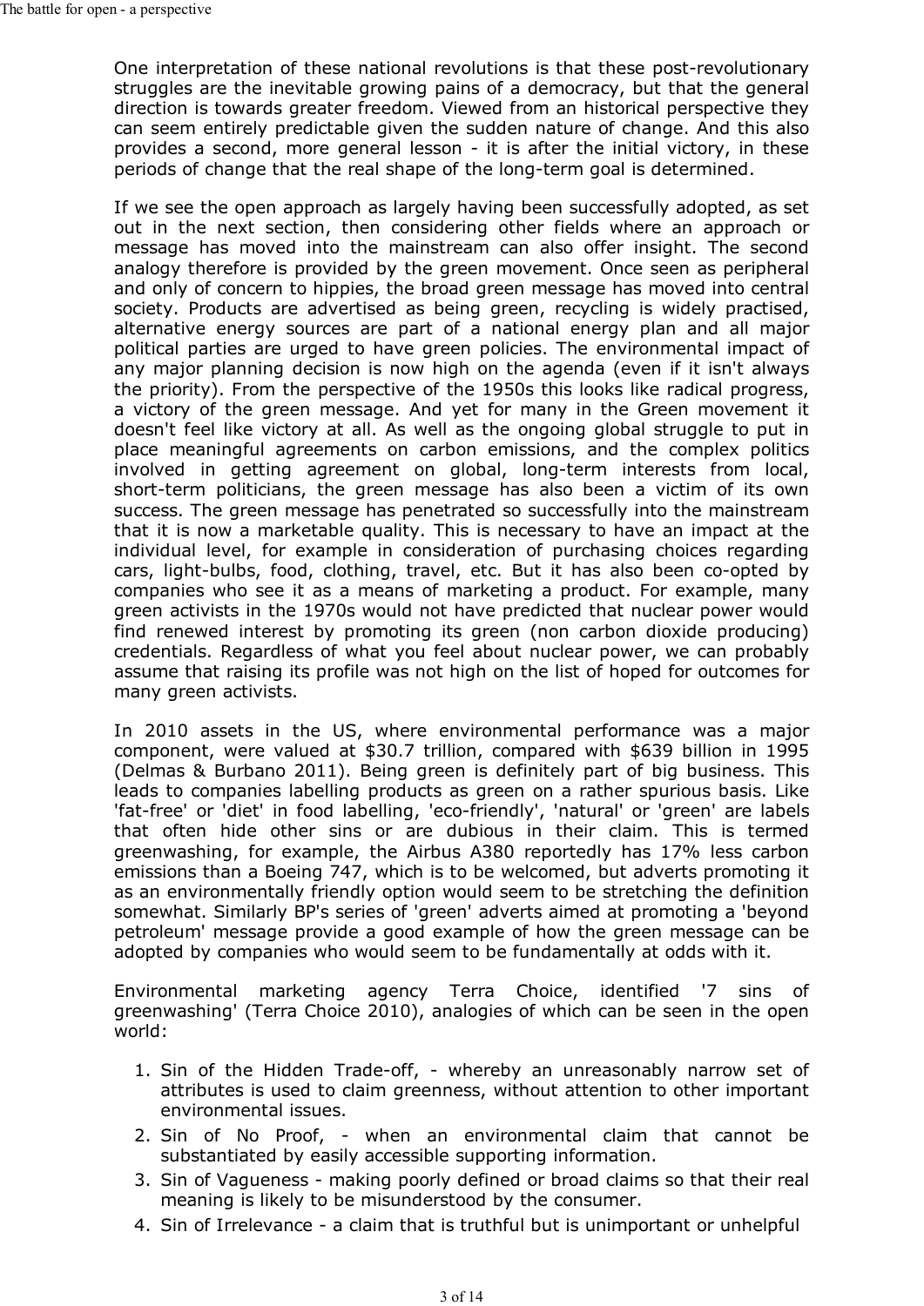One interpretation of these national revolutions is that these post-revolutionary struggles are the inevitable growing pains of a democracy, but that the general direction is towards greater freedom. Viewed from an historical perspective they can seem entirely predictable given the sudden nature of change. And this also provides a second, more general lesson - it is after the initial victory, in these periods of change that the real shape of the long-term goal is determined.

If we see the open approach as largely having been successfully adopted, as set out in the next section, then considering other fields where an approach or message has moved into the mainstream can also offer insight. The second analogy therefore is provided by the green movement. Once seen as peripheral and only of concern to hippies, the broad green message has moved into central society. Products are advertised as being green, recycling is widely practised, alternative energy sources are part of a national energy plan and all major political parties are urged to have green policies. The environmental impact of any major planning decision is now high on the agenda (even if it isn't always the priority). From the perspective of the 1950s this looks like radical progress, a victory of the green message. And yet for many in the Green movement it doesn't feel like victory at all. As well as the ongoing global struggle to put in place meaningful agreements on carbon emissions, and the complex politics involved in getting agreement on global, long-term interests from local, short-term politicians, the green message has also been a victim of its own success. The green message has penetrated so successfully into the mainstream that it is now a marketable quality. This is necessary to have an impact at the individual level, for example in consideration of purchasing choices regarding cars, light-bulbs, food, clothing, travel, etc. But it has also been co-opted by companies who see it as a means of marketing a product. For example, many green activists in the 1970s would not have predicted that nuclear power would find renewed interest by promoting its green (non carbon dioxide producing) credentials. Regardless of what you feel about nuclear power, we can probably assume that raising its profile was not high on the list of hoped for outcomes for many green activists.

In 2010 assets in the US, where environmental performance was a major component, were valued at $30.7 trillion, compared with $639 billion in 1995 (Delmas & Burbano 2011). Being green is definitely part of big business. This leads to companies labelling products as green on a rather spurious basis. Like 'fat-free' or 'diet' in food labelling, 'eco-friendly', 'natural' or 'green' are labels that often hide other sins or are dubious in their claim. This is termed greenwashing, for example, the Airbus A380 reportedly has 17% less carbon emissions than a Boeing 747, which is to be welcomed, but adverts promoting it as an environmentally friendly option would seem to be stretching the definition somewhat. Similarly BP's series of 'green' adverts aimed at promoting a 'beyond petroleum' message provide a good example of how the green message can be adopted by companies who would seem to be fundamentally at odds with it.

Environmental marketing agency Terra Choice, identified '7 sins of greenwashing' (Terra Choice 2010), analogies of which can be seen in the open world:

1. Sin of the Hidden Trade-off, - whereby an unreasonably narrow set of attributes is used to claim greenness, without attention to other important environmental issues.
2. Sin of No Proof, - when an environmental claim that cannot be substantiated by easily accessible supporting information.
3. Sin of Vagueness - making poorly defined or broad claims so that their real meaning is likely to be misunderstood by the consumer.
4. Sin of Irrelevance - a claim that is truthful but is unimportant or unhelpful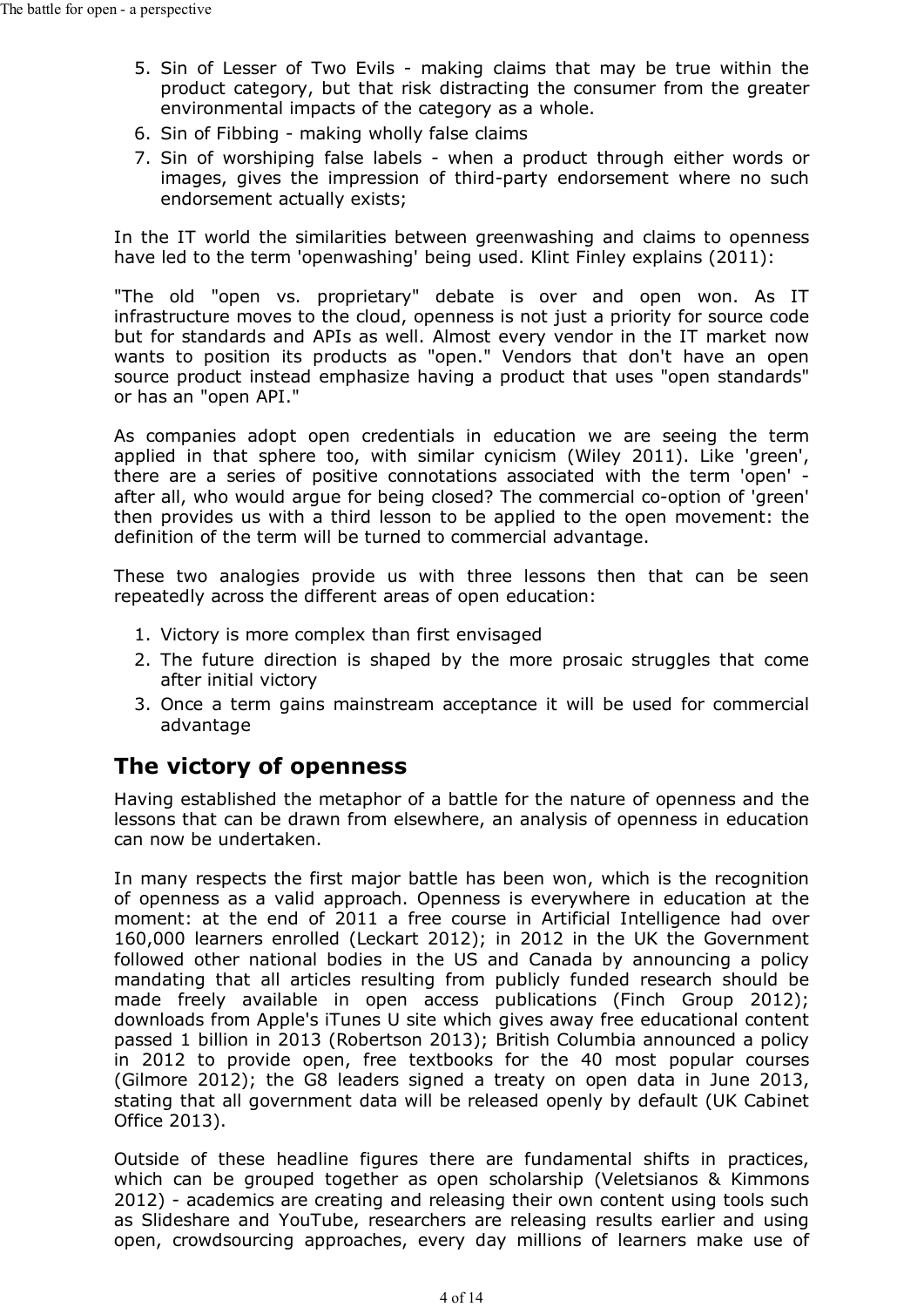5. Sin of Lesser of Two Evils - making claims that may be true within the product category, but that risk distracting the consumer from the greater environmental impacts of the category as a whole.
6. Sin of Fibbing - making wholly false claims
7. Sin of worshiping false labels - when a product through either words or images, gives the impression of third-party endorsement where no such endorsement actually exists;

In the IT world the similarities between greenwashing and claims to openness have led to the term 'openwashing' being used. Klint Finley explains (2011):

"The old "open vs. proprietary" debate is over and open won. As IT infrastructure moves to the cloud, openness is not just a priority for source code but for standards and APIs as well. Almost every vendor in the IT market now wants to position its products as "open." Vendors that don't have an open source product instead emphasize having a product that uses "open standards" or has an "open API."

As companies adopt open credentials in education we are seeing the term applied in that sphere too, with similar cynicism (Wiley 2011). Like 'green', there are a series of positive connotations associated with the term 'open' - after all, who would argue for being closed? The commercial co-option of 'green' then provides us with a third lesson to be applied to the open movement: the definition of the term will be turned to commercial advantage.

These two analogies provide us with three lessons then that can be seen repeatedly across the different areas of open education:

1. Victory is more complex than first envisaged
2. The future direction is shaped by the more prosaic struggles that come after initial victory
3. Once a term gains mainstream acceptance it will be used for commercial advantage

## The victory of openness

Having established the metaphor of a battle for the nature of openness and the lessons that can be drawn from elsewhere, an analysis of openness in education can now be undertaken.

In many respects the first major battle has been won, which is the recognition of openness as a valid approach. Openness is everywhere in education at the moment: at the end of 2011 a free course in Artificial Intelligence had over 160,000 learners enrolled (Leckart 2012); in 2012 in the UK the Government followed other national bodies in the US and Canada by announcing a policy mandating that all articles resulting from publicly funded research should be made freely available in open access publications (Finch Group 2012); downloads from Apple's iTunes U site which gives away free educational content passed 1 billion in 2013 (Robertson 2013); British Columbia announced a policy in 2012 to provide open, free textbooks for the 40 most popular courses (Gilmore 2012); the G8 leaders signed a treaty on open data in June 2013, stating that all government data will be released openly by default (UK Cabinet Office 2013).

Outside of these headline figures there are fundamental shifts in practices, which can be grouped together as open scholarship (Veletsianos & Kimmons 2012) - academics are creating and releasing their own content using tools such as Slideshare and YouTube, researchers are releasing results earlier and using open, crowdsourcing approaches, every day millions of learners make use of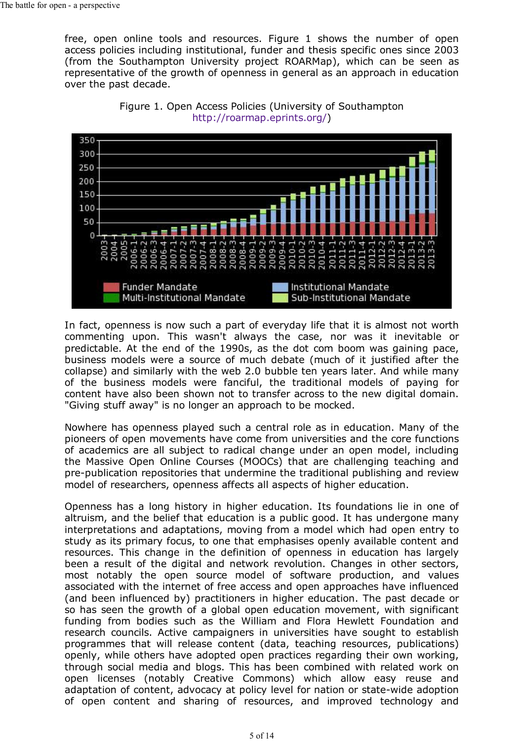free, open online tools and resources. Figure 1 shows the number of open access policies including institutional, funder and thesis specific ones since 2003 (from the Southampton University project ROARMap), which can be seen as representative of the growth of openness in general as an approach in education over the past decade.

Figure 1. Open Access Policies (University of Southampton http://roarmap.eprints.org/)

In fact, openness is now such a part of everyday life that it is almost not worth commenting upon. This wasn't always the case, nor was it inevitable or predictable. At the end of the 1990s, as the dot com boom was gaining pace, business models were a source of much debate (much of it justified after the collapse) and similarly with the web 2.0 bubble ten years later. And while many of the business models were fanciful, the traditional models of paying for content have also been shown not to transfer across to the new digital domain. "Giving stuff away" is no longer an approach to be mocked.

Nowhere has openness played such a central role as in education. Many of the pioneers of open movements have come from universities and the core functions of academics are all subject to radical change under an open model, including the Massive Open Online Courses (MOOCs) that are challenging teaching and pre-publication repositories that undermine the traditional publishing and review model of researchers, openness affects all aspects of higher education.

Openness has a long history in higher education. Its foundations lie in one of altruism, and the belief that education is a public good. It has undergone many interpretations and adaptations, moving from a model which had open entry to study as its primary focus, to one that emphasises openly available content and resources. This change in the definition of openness in education has largely been a result of the digital and network revolution. Changes in other sectors, most notably the open source model of software production, and values associated with the internet of free access and open approaches have influenced (and been influenced by) practitioners in higher education. The past decade or so has seen the growth of a global open education movement, with significant funding from bodies such as the William and Flora Hewlett Foundation and research councils. Active campaigners in universities have sought to establish programmes that will release content (data, teaching resources, publications) openly, while others have adopted open practices regarding their own working, through social media and blogs. This has been combined with related work on open licenses (notably Creative Commons) which allow easy reuse and adaptation of content, advocacy at policy level for nation or state-wide adoption of open content and sharing of resources, and improved technology and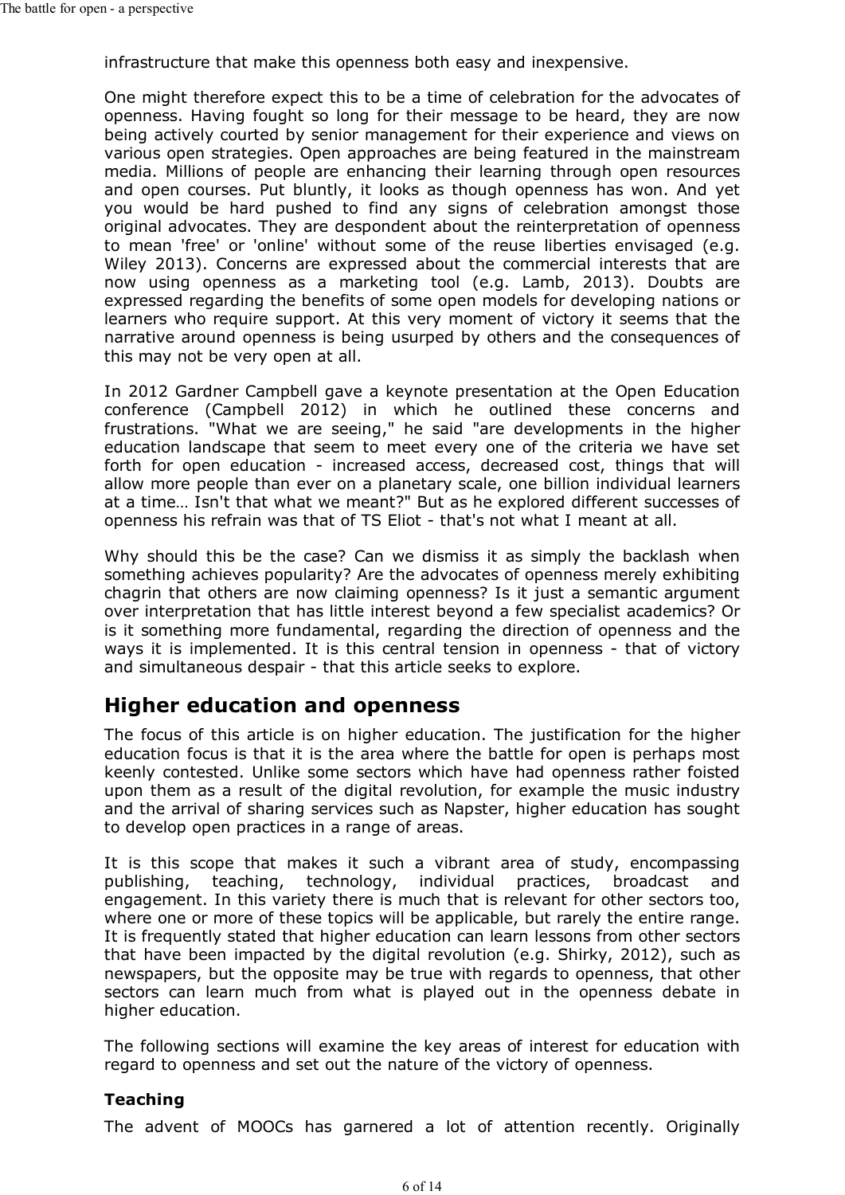infrastructure that make this openness both easy and inexpensive.

One might therefore expect this to be a time of celebration for the advocates of openness. Having fought so long for their message to be heard, they are now being actively courted by senior management for their experience and views on various open strategies. Open approaches are being featured in the mainstream media. Millions of people are enhancing their learning through open resources and open courses. Put bluntly, it looks as though openness has won. And yet you would be hard pushed to find any signs of celebration amongst those original advocates. They are despondent about the reinterpretation of openness to mean 'free' or 'online' without some of the reuse liberties envisaged (e.g. Wiley 2013). Concerns are expressed about the commercial interests that are now using openness as a marketing tool (e.g. Lamb, 2013). Doubts are expressed regarding the benefits of some open models for developing nations or learners who require support. At this very moment of victory it seems that the narrative around openness is being usurped by others and the consequences of this may not be very open at all.

In 2012 Gardner Campbell gave a keynote presentation at the Open Education conference (Campbell 2012) in which he outlined these concerns and frustrations. "What we are seeing," he said "are developments in the higher education landscape that seem to meet every one of the criteria we have set forth for open education - increased access, decreased cost, things that will allow more people than ever on a planetary scale, one billion individual learners at a time… Isn't that what we meant?" But as he explored different successes of openness his refrain was that of TS Eliot - that's not what I meant at all.

Why should this be the case? Can we dismiss it as simply the backlash when something achieves popularity? Are the advocates of openness merely exhibiting chagrin that others are now claiming openness? Is it just a semantic argument over interpretation that has little interest beyond a few specialist academics? Or is it something more fundamental, regarding the direction of openness and the ways it is implemented. It is this central tension in openness - that of victory and simultaneous despair - that this article seeks to explore.

## Higher education and openness

The focus of this article is on higher education. The justification for the higher education focus is that it is the area where the battle for open is perhaps most keenly contested. Unlike some sectors which have had openness rather foisted upon them as a result of the digital revolution, for example the music industry and the arrival of sharing services such as Napster, higher education has sought to develop open practices in a range of areas.

It is this scope that makes it such a vibrant area of study, encompassing publishing, teaching, technology, individual practices, broadcast and engagement. In this variety there is much that is relevant for other sectors too, where one or more of these topics will be applicable, but rarely the entire range. It is frequently stated that higher education can learn lessons from other sectors that have been impacted by the digital revolution (e.g. Shirky, 2012), such as newspapers, but the opposite may be true with regards to openness, that other sectors can learn much from what is played out in the openness debate in higher education.

The following sections will examine the key areas of interest for education with regard to openness and set out the nature of the victory of openness.

### Teaching

The advent of MOOCs has garnered a lot of attention recently. Originally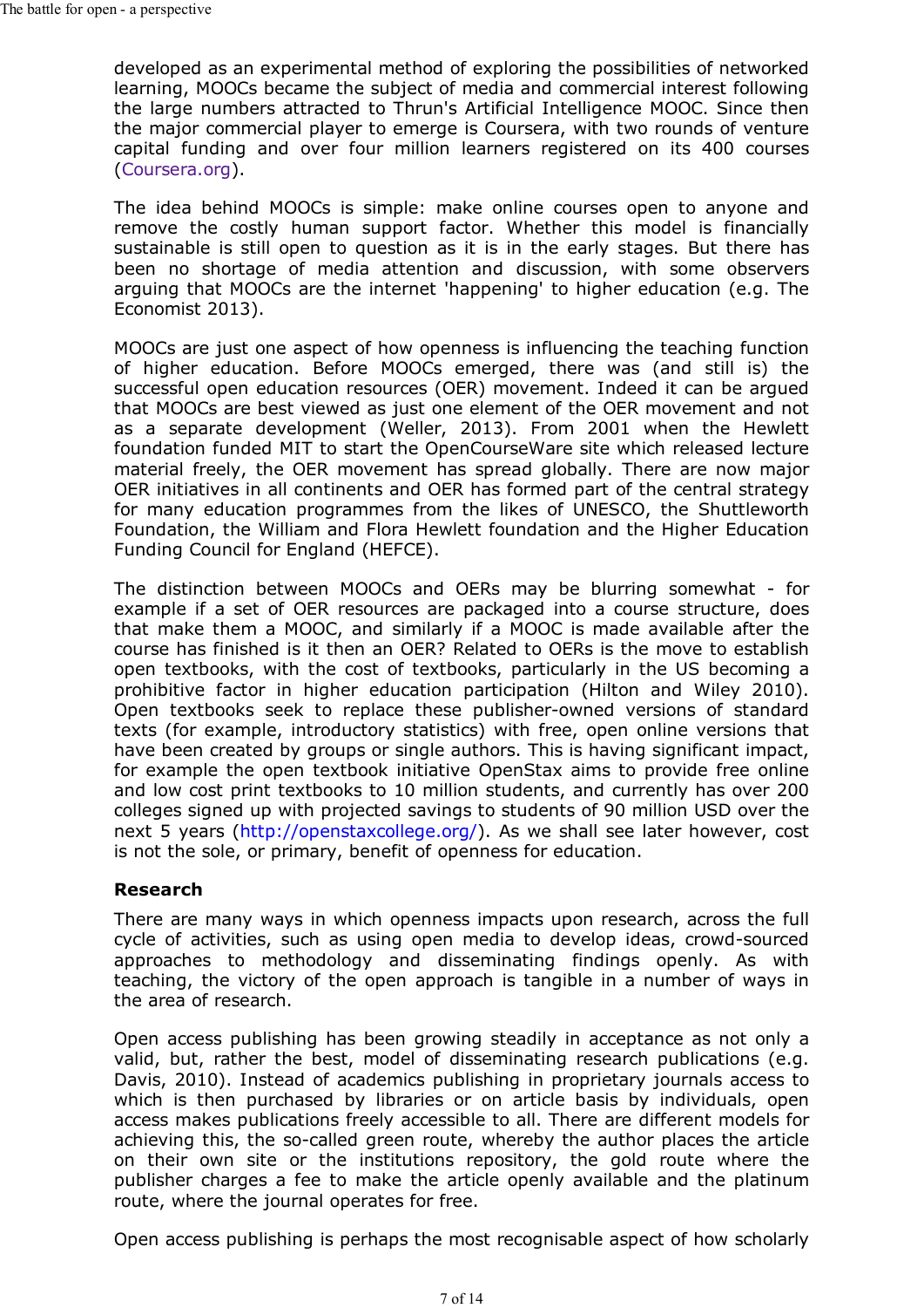developed as an experimental method of exploring the possibilities of networked learning, MOOCs became the subject of media and commercial interest following the large numbers attracted to Thrun's Artificial Intelligence MOOC. Since then the major commercial player to emerge is Coursera, with two rounds of venture capital funding and over four million learners registered on its 400 courses (Coursera.org).

The idea behind MOOCs is simple: make online courses open to anyone and remove the costly human support factor. Whether this model is financially sustainable is still open to question as it is in the early stages. But there has been no shortage of media attention and discussion, with some observers arguing that MOOCs are the internet 'happening' to higher education (e.g. The Economist 2013).

MOOCs are just one aspect of how openness is influencing the teaching function of higher education. Before MOOCs emerged, there was (and still is) the successful open education resources (OER) movement. Indeed it can be argued that MOOCs are best viewed as just one element of the OER movement and not as a separate development (Weller, 2013). From 2001 when the Hewlett foundation funded MIT to start the OpenCourseWare site which released lecture material freely, the OER movement has spread globally. There are now major OER initiatives in all continents and OER has formed part of the central strategy for many education programmes from the likes of UNESCO, the Shuttleworth Foundation, the William and Flora Hewlett foundation and the Higher Education Funding Council for England (HEFCE).

The distinction between MOOCs and OERs may be blurring somewhat - for example if a set of OER resources are packaged into a course structure, does that make them a MOOC, and similarly if a MOOC is made available after the course has finished is it then an OER? Related to OERs is the move to establish open textbooks, with the cost of textbooks, particularly in the US becoming a prohibitive factor in higher education participation (Hilton and Wiley 2010). Open textbooks seek to replace these publisher-owned versions of standard texts (for example, introductory statistics) with free, open online versions that have been created by groups or single authors. This is having significant impact, for example the open textbook initiative OpenStax aims to provide free online and low cost print textbooks to 10 million students, and currently has over 200 colleges signed up with projected savings to students of 90 million USD over the next 5 years (http://openstaxcollege.org/). As we shall see later however, cost is not the sole, or primary, benefit of openness for education.

## Research

There are many ways in which openness impacts upon research, across the full cycle of activities, such as using open media to develop ideas, crowd-sourced approaches to methodology and disseminating findings openly. As with teaching, the victory of the open approach is tangible in a number of ways in the area of research.

Open access publishing has been growing steadily in acceptance as not only a valid, but, rather the best, model of disseminating research publications (e.g. Davis, 2010). Instead of academics publishing in proprietary journals access to which is then purchased by libraries or on article basis by individuals, open access makes publications freely accessible to all. There are different models for achieving this, the so-called green route, whereby the author places the article on their own site or the institutions repository, the gold route where the publisher charges a fee to make the article openly available and the platinum route, where the journal operates for free.

Open access publishing is perhaps the most recognisable aspect of how scholarly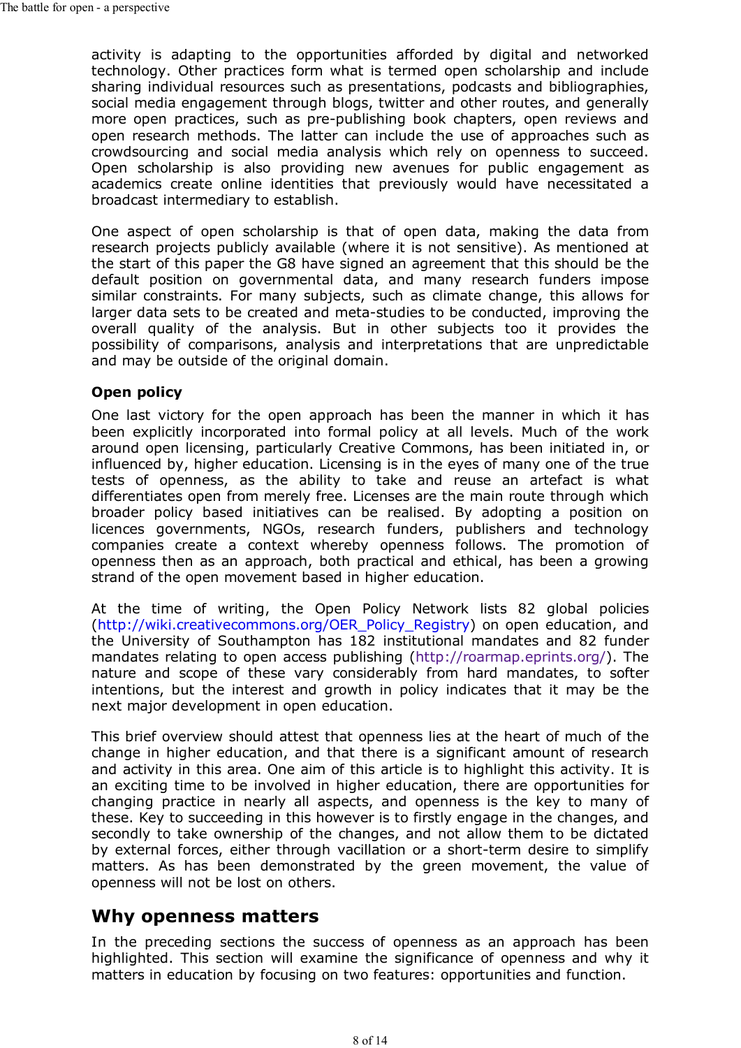activity is adapting to the opportunities afforded by digital and networked technology. Other practices form what is termed open scholarship and include sharing individual resources such as presentations, podcasts and bibliographies, social media engagement through blogs, twitter and other routes, and generally more open practices, such as pre-publishing book chapters, open reviews and open research methods. The latter can include the use of approaches such as crowdsourcing and social media analysis which rely on openness to succeed. Open scholarship is also providing new avenues for public engagement as academics create online identities that previously would have necessitated a broadcast intermediary to establish.

One aspect of open scholarship is that of open data, making the data from research projects publicly available (where it is not sensitive). As mentioned at the start of this paper the G8 have signed an agreement that this should be the default position on governmental data, and many research funders impose similar constraints. For many subjects, such as climate change, this allows for larger data sets to be created and meta-studies to be conducted, improving the overall quality of the analysis. But in other subjects too it provides the possibility of comparisons, analysis and interpretations that are unpredictable and may be outside of the original domain.

### Open policy

One last victory for the open approach has been the manner in which it has been explicitly incorporated into formal policy at all levels. Much of the work around open licensing, particularly Creative Commons, has been initiated in, or influenced by, higher education. Licensing is in the eyes of many one of the true tests of openness, as the ability to take and reuse an artefact is what differentiates open from merely free. Licenses are the main route through which broader policy based initiatives can be realised. By adopting a position on licences governments, NGOs, research funders, publishers and technology companies create a context whereby openness follows. The promotion of openness then as an approach, both practical and ethical, has been a growing strand of the open movement based in higher education.

At the time of writing, the Open Policy Network lists 82 global policies (http://wiki.creativecommons.org/OER_Policy_Registry) on open education, and the University of Southampton has 182 institutional mandates and 82 funder mandates relating to open access publishing (http://roarmap.eprints.org/). The nature and scope of these vary considerably from hard mandates, to softer intentions, but the interest and growth in policy indicates that it may be the next major development in open education.

This brief overview should attest that openness lies at the heart of much of the change in higher education, and that there is a significant amount of research and activity in this area. One aim of this article is to highlight this activity. It is an exciting time to be involved in higher education, there are opportunities for changing practice in nearly all aspects, and openness is the key to many of these. Key to succeeding in this however is to firstly engage in the changes, and secondly to take ownership of the changes, and not allow them to be dictated by external forces, either through vacillation or a short-term desire to simplify matters. As has been demonstrated by the green movement, the value of openness will not be lost on others.

## Why openness matters

In the preceding sections the success of openness as an approach has been highlighted. This section will examine the significance of openness and why it matters in education by focusing on two features: opportunities and function.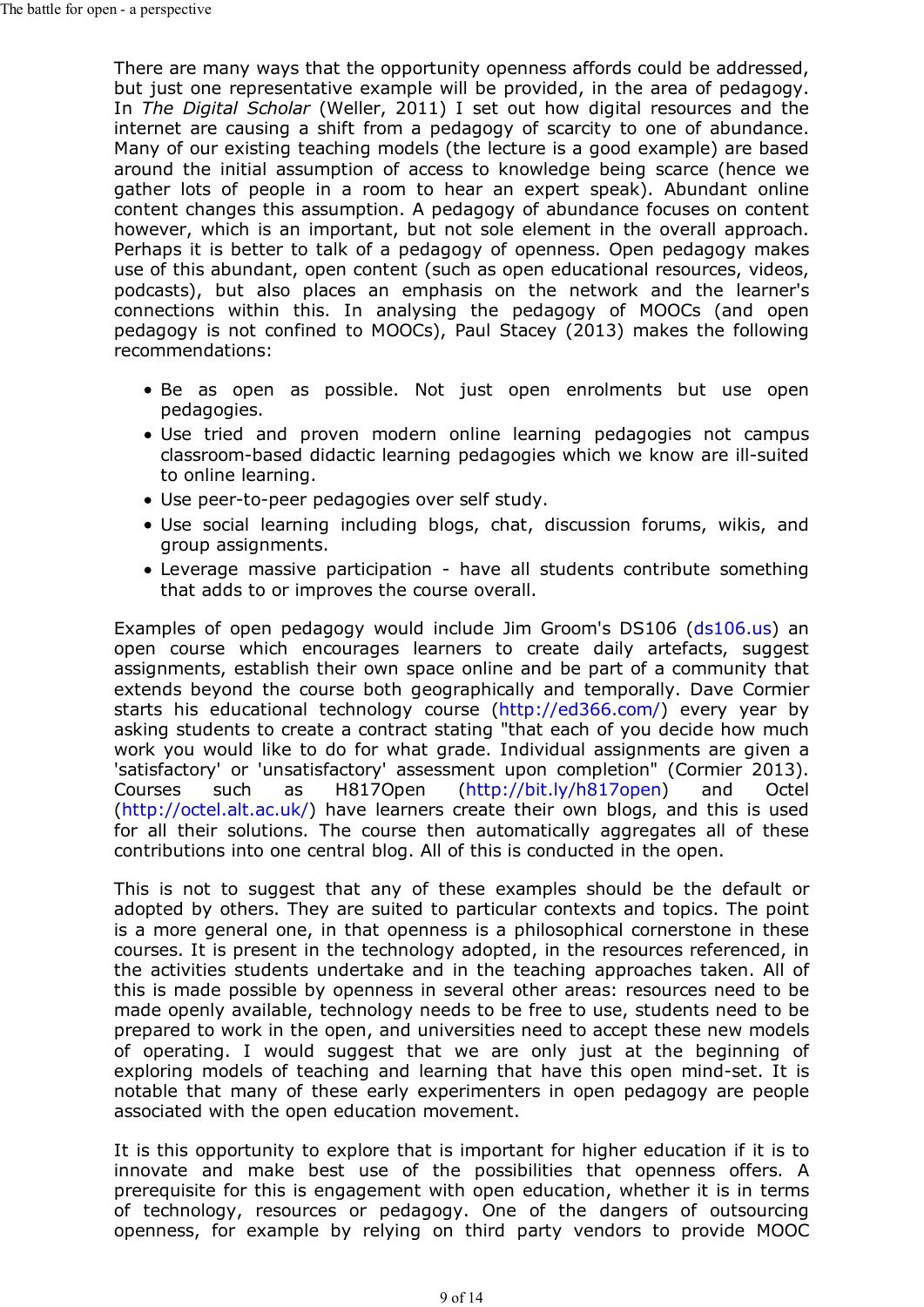There are many ways that the opportunity openness affords could be addressed, but just one representative example will be provided, in the area of pedagogy. In *The Digital Scholar* (Weller, 2011) I set out how digital resources and the internet are causing a shift from a pedagogy of scarcity to one of abundance. Many of our existing teaching models (the lecture is a good example) are based around the initial assumption of access to knowledge being scarce (hence we gather lots of people in a room to hear an expert speak). Abundant online content changes this assumption. A pedagogy of abundance focuses on content however, which is an important, but not sole element in the overall approach. Perhaps it is better to talk of a pedagogy of openness. Open pedagogy makes use of this abundant, open content (such as open educational resources, videos, podcasts), but also places an emphasis on the network and the learner's connections within this. In analysing the pedagogy of MOOCs (and open pedagogy is not confined to MOOCs), Paul Stacey (2013) makes the following recommendations:

- Be as open as possible. Not just open enrolments but use open pedagogies.
- Use tried and proven modern online learning pedagogies not campus classroom-based didactic learning pedagogies which we know are ill-suited to online learning.
- Use peer-to-peer pedagogies over self study.
- Use social learning including blogs, chat, discussion forums, wikis, and group assignments.
- Leverage massive participation - have all students contribute something that adds to or improves the course overall.

Examples of open pedagogy would include Jim Groom's DS106 (ds106.us) an open course which encourages learners to create daily artefacts, suggest assignments, establish their own space online and be part of a community that extends beyond the course both geographically and temporally. Dave Cormier starts his educational technology course (http://ed366.com/) every year by asking students to create a contract stating "that each of you decide how much work you would like to do for what grade. Individual assignments are given a 'satisfactory' or 'unsatisfactory' assessment upon completion" (Cormier 2013). Courses such as H817Open (http://bit.ly/h817open) and Octel (http://octel.alt.ac.uk/) have learners create their own blogs, and this is used for all their solutions. The course then automatically aggregates all of these contributions into one central blog. All of this is conducted in the open.

This is not to suggest that any of these examples should be the default or adopted by others. They are suited to particular contexts and topics. The point is a more general one, in that openness is a philosophical cornerstone in these courses. It is present in the technology adopted, in the resources referenced, in the activities students undertake and in the teaching approaches taken. All of this is made possible by openness in several other areas: resources need to be made openly available, technology needs to be free to use, students need to be prepared to work in the open, and universities need to accept these new models of operating. I would suggest that we are only just at the beginning of exploring models of teaching and learning that have this open mind-set. It is notable that many of these early experimenters in open pedagogy are people associated with the open education movement.

It is this opportunity to explore that is important for higher education if it is to innovate and make best use of the possibilities that openness offers. A prerequisite for this is engagement with open education, whether it is in terms of technology, resources or pedagogy. One of the dangers of outsourcing openness, for example by relying on third party vendors to provide MOOC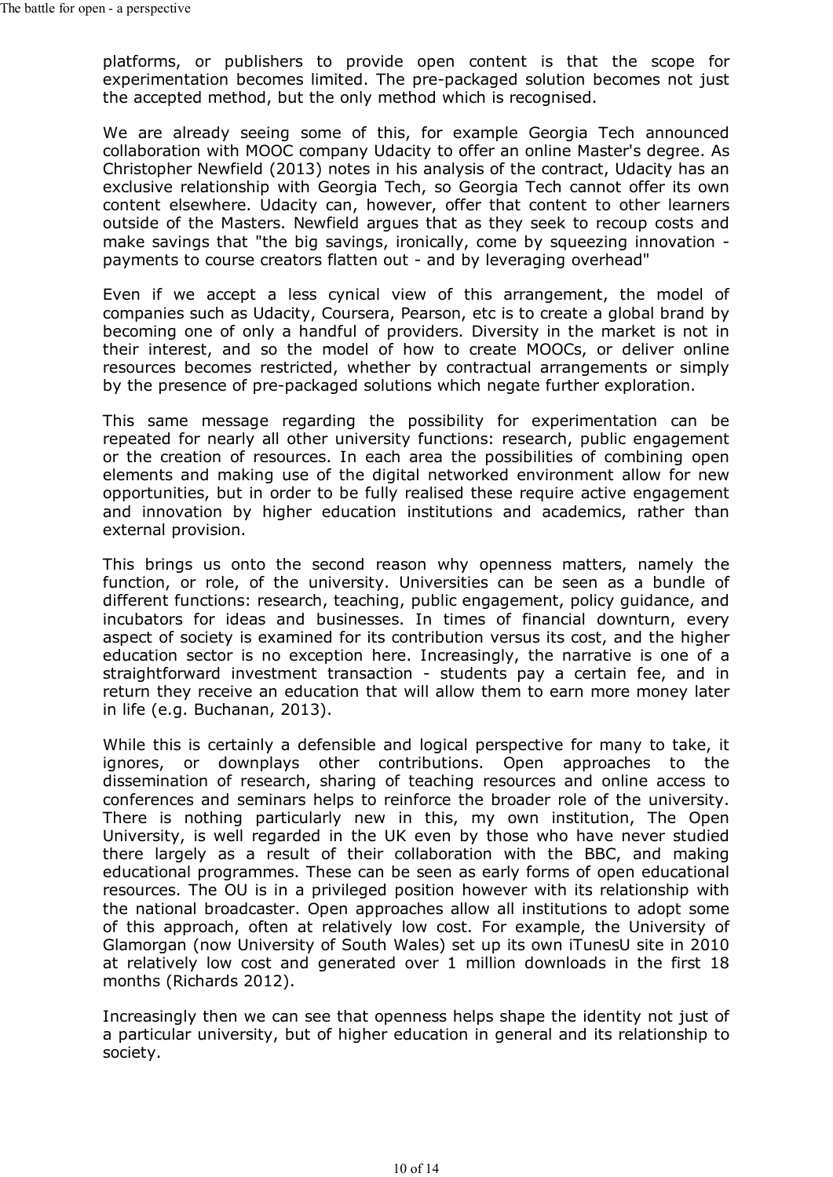platforms, or publishers to provide open content is that the scope for experimentation becomes limited. The pre-packaged solution becomes not just the accepted method, but the only method which is recognised.

We are already seeing some of this, for example Georgia Tech announced collaboration with MOOC company Udacity to offer an online Master's degree. As Christopher Newfield (2013) notes in his analysis of the contract, Udacity has an exclusive relationship with Georgia Tech, so Georgia Tech cannot offer its own content elsewhere. Udacity can, however, offer that content to other learners outside of the Masters. Newfield argues that as they seek to recoup costs and make savings that "the big savings, ironically, come by squeezing innovation - payments to course creators flatten out - and by leveraging overhead"

Even if we accept a less cynical view of this arrangement, the model of companies such as Udacity, Coursera, Pearson, etc is to create a global brand by becoming one of only a handful of providers. Diversity in the market is not in their interest, and so the model of how to create MOOCs, or deliver online resources becomes restricted, whether by contractual arrangements or simply by the presence of pre-packaged solutions which negate further exploration.

This same message regarding the possibility for experimentation can be repeated for nearly all other university functions: research, public engagement or the creation of resources. In each area the possibilities of combining open elements and making use of the digital networked environment allow for new opportunities, but in order to be fully realised these require active engagement and innovation by higher education institutions and academics, rather than external provision.

This brings us onto the second reason why openness matters, namely the function, or role, of the university. Universities can be seen as a bundle of different functions: research, teaching, public engagement, policy guidance, and incubators for ideas and businesses. In times of financial downturn, every aspect of society is examined for its contribution versus its cost, and the higher education sector is no exception here. Increasingly, the narrative is one of a straightforward investment transaction - students pay a certain fee, and in return they receive an education that will allow them to earn more money later in life (e.g. Buchanan, 2013).

While this is certainly a defensible and logical perspective for many to take, it ignores, or downplays other contributions. Open approaches to the dissemination of research, sharing of teaching resources and online access to conferences and seminars helps to reinforce the broader role of the university. There is nothing particularly new in this, my own institution, The Open University, is well regarded in the UK even by those who have never studied there largely as a result of their collaboration with the BBC, and making educational programmes. These can be seen as early forms of open educational resources. The OU is in a privileged position however with its relationship with the national broadcaster. Open approaches allow all institutions to adopt some of this approach, often at relatively low cost. For example, the University of Glamorgan (now University of South Wales) set up its own iTunesU site in 2010 at relatively low cost and generated over 1 million downloads in the first 18 months (Richards 2012).

Increasingly then we can see that openness helps shape the identity not just of a particular university, but of higher education in general and its relationship to society.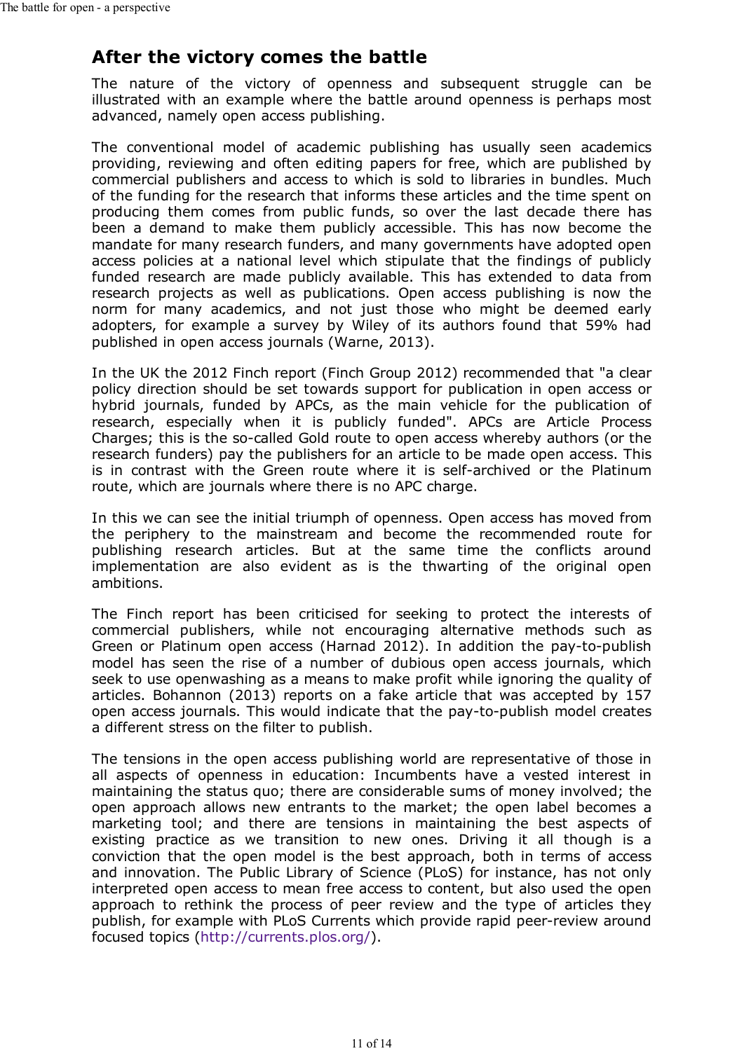## After the victory comes the battle

The nature of the victory of openness and subsequent struggle can be illustrated with an example where the battle around openness is perhaps most advanced, namely open access publishing.

The conventional model of academic publishing has usually seen academics providing, reviewing and often editing papers for free, which are published by commercial publishers and access to which is sold to libraries in bundles. Much of the funding for the research that informs these articles and the time spent on producing them comes from public funds, so over the last decade there has been a demand to make them publicly accessible. This has now become the mandate for many research funders, and many governments have adopted open access policies at a national level which stipulate that the findings of publicly funded research are made publicly available. This has extended to data from research projects as well as publications. Open access publishing is now the norm for many academics, and not just those who might be deemed early adopters, for example a survey by Wiley of its authors found that 59% had published in open access journals (Warne, 2013).

In the UK the 2012 Finch report (Finch Group 2012) recommended that "a clear policy direction should be set towards support for publication in open access or hybrid journals, funded by APCs, as the main vehicle for the publication of research, especially when it is publicly funded". APCs are Article Process Charges; this is the so-called Gold route to open access whereby authors (or the research funders) pay the publishers for an article to be made open access. This is in contrast with the Green route where it is self-archived or the Platinum route, which are journals where there is no APC charge.

In this we can see the initial triumph of openness. Open access has moved from the periphery to the mainstream and become the recommended route for publishing research articles. But at the same time the conflicts around implementation are also evident as is the thwarting of the original open ambitions.

The Finch report has been criticised for seeking to protect the interests of commercial publishers, while not encouraging alternative methods such as Green or Platinum open access (Harnad 2012). In addition the pay-to-publish model has seen the rise of a number of dubious open access journals, which seek to use openwashing as a means to make profit while ignoring the quality of articles. Bohannon (2013) reports on a fake article that was accepted by 157 open access journals. This would indicate that the pay-to-publish model creates a different stress on the filter to publish.

The tensions in the open access publishing world are representative of those in all aspects of openness in education: Incumbents have a vested interest in maintaining the status quo; there are considerable sums of money involved; the open approach allows new entrants to the market; the open label becomes a marketing tool; and there are tensions in maintaining the best aspects of existing practice as we transition to new ones. Driving it all though is a conviction that the open model is the best approach, both in terms of access and innovation. The Public Library of Science (PLoS) for instance, has not only interpreted open access to mean free access to content, but also used the open approach to rethink the process of peer review and the type of articles they publish, for example with PLoS Currents which provide rapid peer-review around focused topics (http://currents.plos.org/).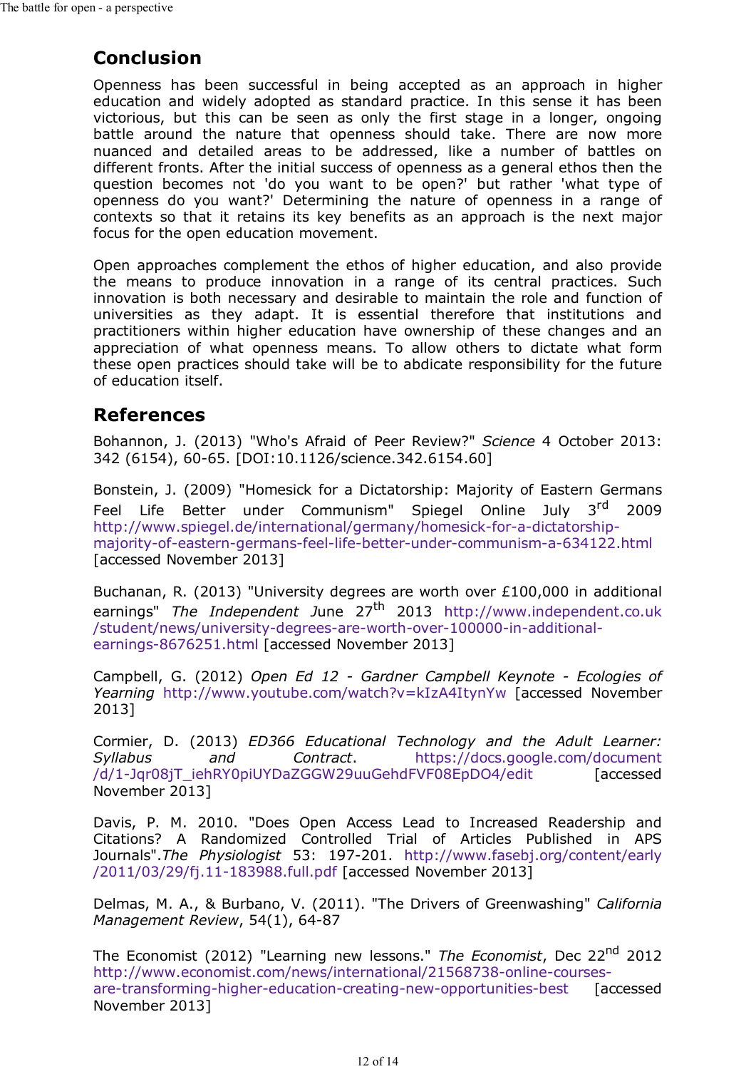## Conclusion

Openness has been successful in being accepted as an approach in higher education and widely adopted as standard practice. In this sense it has been victorious, but this can be seen as only the first stage in a longer, ongoing battle around the nature that openness should take. There are now more nuanced and detailed areas to be addressed, like a number of battles on different fronts. After the initial success of openness as a general ethos then the question becomes not 'do you want to be open?' but rather 'what type of openness do you want?' Determining the nature of openness in a range of contexts so that it retains its key benefits as an approach is the next major focus for the open education movement.

Open approaches complement the ethos of higher education, and also provide the means to produce innovation in a range of its central practices. Such innovation is both necessary and desirable to maintain the role and function of universities as they adapt. It is essential therefore that institutions and practitioners within higher education have ownership of these changes and an appreciation of what openness means. To allow others to dictate what form these open practices should take will be to abdicate responsibility for the future of education itself.

## References

Bohannon, J. (2013) "Who's Afraid of Peer Review?" *Science* 4 October 2013: 342 (6154), 60-65. [DOI:10.1126/science.342.6154.60]

Bonstein, J. (2009) "Homesick for a Dictatorship: Majority of Eastern Germans Feel Life Better under Communism" Spiegel Online July 3rd 2009 http://www.spiegel.de/international/germany/homesick-for-a-dictatorship-majority-of-eastern-germans-feel-life-better-under-communism-a-634122.html [accessed November 2013]

Buchanan, R. (2013) "University degrees are worth over £100,000 in additional earnings" *The Independent* June 27th 2013 http://www.independent.co.uk/student/news/university-degrees-are-worth-over-100000-in-additional-earnings-8676251.html [accessed November 2013]

Campbell, G. (2012) *Open Ed 12 - Gardner Campbell Keynote - Ecologies of Yearning* http://www.youtube.com/watch?v=kIzA4ItynYw [accessed November 2013]

Cormier, D. (2013) *ED366 Educational Technology and the Adult Learner: Syllabus and Contract*. https://docs.google.com/document/d/1-Jqr08jT_iehRY0piUYDaZGGW29uuGehdFVF08EpDO4/edit [accessed November 2013]

Davis, P. M. 2010. "Does Open Access Lead to Increased Readership and Citations? A Randomized Controlled Trial of Articles Published in APS Journals".*The Physiologist* 53: 197-201. http://www.fasebj.org/content/early/2011/03/29/fj.11-183988.full.pdf [accessed November 2013]

Delmas, M. A., & Burbano, V. (2011). "The Drivers of Greenwashing" *California Management Review*, 54(1), 64-87

The Economist (2012) "Learning new lessons." *The Economist*, Dec 22nd 2012 http://www.economist.com/news/international/21568738-online-courses-are-transforming-higher-education-creating-new-opportunities-best [accessed November 2013]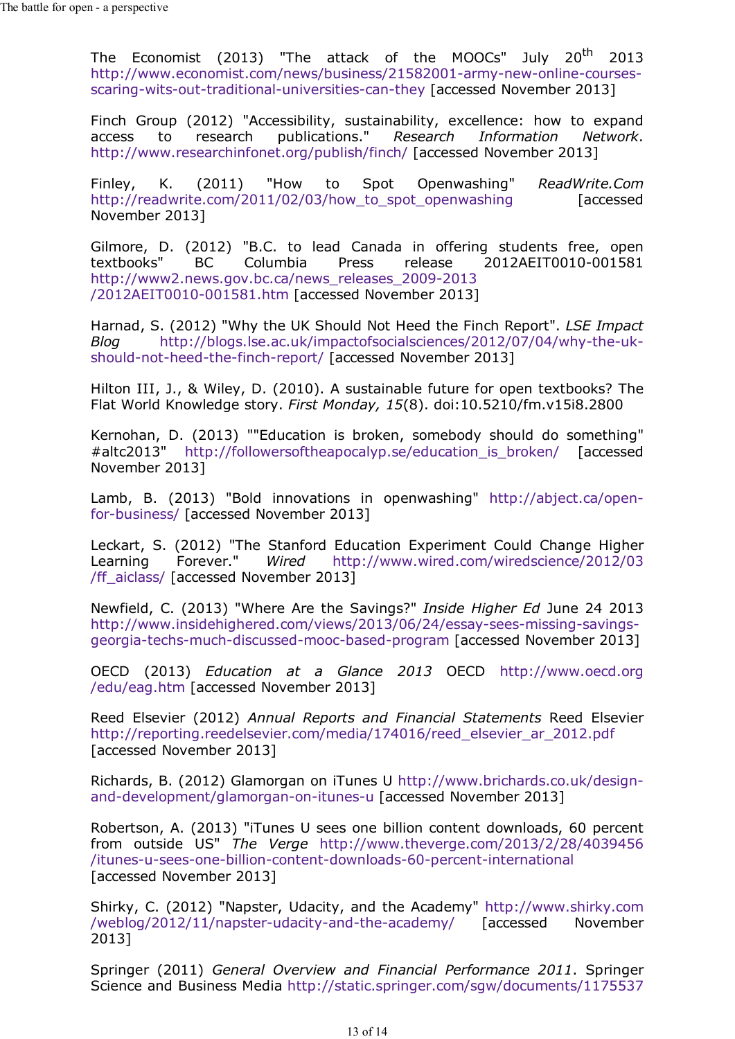The Economist (2013) "The attack of the MOOCs" July 20th 2013 http://www.economist.com/news/business/21582001-army-new-online-courses-scaring-wits-out-traditional-universities-can-they [accessed November 2013]

Finch Group (2012) "Accessibility, sustainability, excellence: how to expand access to research publications." *Research Information Network*. http://www.researchinfonet.org/publish/finch/ [accessed November 2013]

Finley, K. (2011) "How to Spot Openwashing" *ReadWrite.Com* http://readwrite.com/2011/02/03/how_to_spot_openwashing [accessed November 2013]

Gilmore, D. (2012) "B.C. to lead Canada in offering students free, open textbooks" BC Columbia Press release 2012AEIT0010-001581 http://www2.news.gov.bc.ca/news_releases_2009-2013/2012AEIT0010-001581.htm [accessed November 2013]

Harnad, S. (2012) "Why the UK Should Not Heed the Finch Report". *LSE Impact Blog* http://blogs.lse.ac.uk/impactofsocialsciences/2012/07/04/why-the-uk-should-not-heed-the-finch-report/ [accessed November 2013]

Hilton III, J., & Wiley, D. (2010). A sustainable future for open textbooks? The Flat World Knowledge story. *First Monday, 15*(8). doi:10.5210/fm.v15i8.2800

Kernohan, D. (2013) ""Education is broken, somebody should do something" #altc2013" http://followersoftheapocalyp.se/education_is_broken/ [accessed November 2013]

Lamb, B. (2013) "Bold innovations in openwashing" http://abject.ca/open-for-business/ [accessed November 2013]

Leckart, S. (2012) "The Stanford Education Experiment Could Change Higher Learning Forever." *Wired* http://www.wired.com/wiredscience/2012/03/ff_aiclass/ [accessed November 2013]

Newfield, C. (2013) "Where Are the Savings?" *Inside Higher Ed* June 24 2013 http://www.insidehighered.com/views/2013/06/24/essay-sees-missing-savings-georgia-techs-much-discussed-mooc-based-program [accessed November 2013]

OECD (2013) *Education at a Glance 2013* OECD http://www.oecd.org/edu/eag.htm [accessed November 2013]

Reed Elsevier (2012) *Annual Reports and Financial Statements* Reed Elsevier http://reporting.reedelsevier.com/media/174016/reed_elsevier_ar_2012.pdf [accessed November 2013]

Richards, B. (2012) Glamorgan on iTunes U http://www.brichards.co.uk/design-and-development/glamorgan-on-itunes-u [accessed November 2013]

Robertson, A. (2013) "iTunes U sees one billion content downloads, 60 percent from outside US" *The Verge* http://www.theverge.com/2013/2/28/4039456/itunes-u-sees-one-billion-content-downloads-60-percent-international [accessed November 2013]

Shirky, C. (2012) "Napster, Udacity, and the Academy" http://www.shirky.com/weblog/2012/11/napster-udacity-and-the-academy/ [accessed November 2013]

Springer (2011) *General Overview and Financial Performance 2011*. Springer Science and Business Media http://static.springer.com/sgw/documents/1175537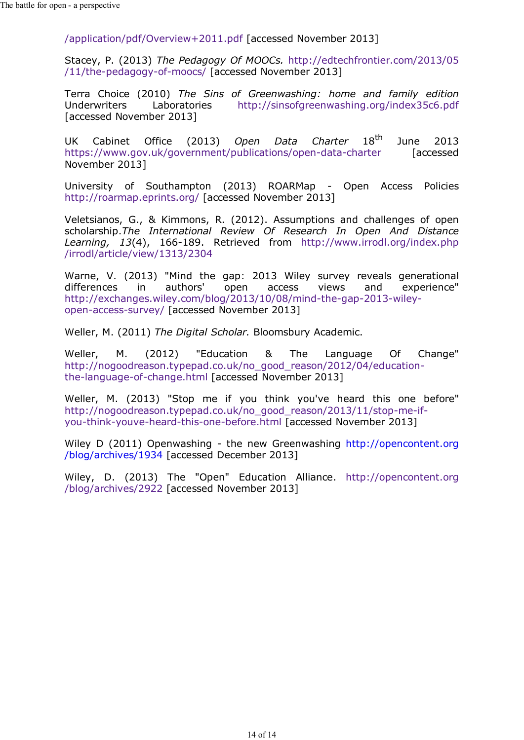/application/pdf/Overview+2011.pdf [accessed November 2013]

Stacey, P. (2013) *The Pedagogy Of MOOCs.* http://edtechfrontier.com/2013/05/11/the-pedagogy-of-moocs/ [accessed November 2013]

Terra Choice (2010) *The Sins of Greenwashing: home and family edition* Underwriters Laboratories http://sinsofgreenwashing.org/index35c6.pdf [accessed November 2013]

UK Cabinet Office (2013) *Open Data Charter* 18th June 2013 https://www.gov.uk/government/publications/open-data-charter [accessed November 2013]

University of Southampton (2013) ROARMap - Open Access Policies http://roarmap.eprints.org/ [accessed November 2013]

Veletsianos, G., & Kimmons, R. (2012). Assumptions and challenges of open scholarship.*The International Review Of Research In Open And Distance Learning, 13*(4), 166-189. Retrieved from http://www.irrodl.org/index.php/irrodl/article/view/1313/2304

Warne, V. (2013) "Mind the gap: 2013 Wiley survey reveals generational differences in authors' open access views and experience" http://exchanges.wiley.com/blog/2013/10/08/mind-the-gap-2013-wiley-open-access-survey/ [accessed November 2013]

Weller, M. (2011) *The Digital Scholar.* Bloomsbury Academic.

Weller, M. (2012) "Education & The Language Of Change" http://nogoodreason.typepad.co.uk/no_good_reason/2012/04/education-the-language-of-change.html [accessed November 2013]

Weller, M. (2013) "Stop me if you think you've heard this one before" http://nogoodreason.typepad.co.uk/no_good_reason/2013/11/stop-me-if-you-think-youve-heard-this-one-before.html [accessed November 2013]

Wiley D (2011) Openwashing - the new Greenwashing http://opencontent.org/blog/archives/1934 [accessed December 2013]

Wiley, D. (2013) The "Open" Education Alliance. http://opencontent.org/blog/archives/2922 [accessed November 2013]